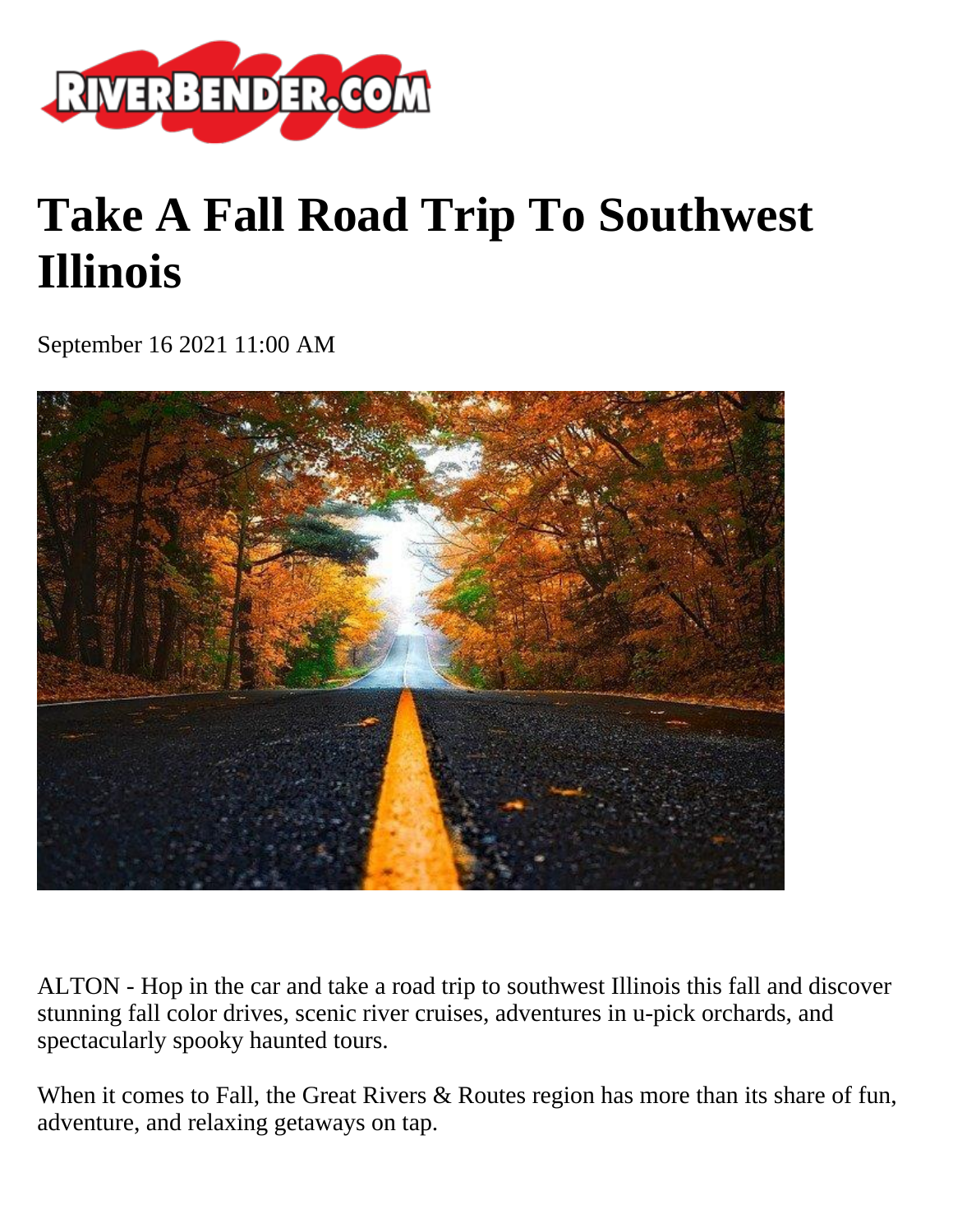# Take A Fall Road Trip To Southwest Illinois

September 16 2021 11:00 AM

ALTON - Hop in the car and take a road trip to southwest Illinois this fall and discover stunning fall color drives, scenic river cruises, adventures in u-pick orchards, and spectacularly spooky haunted tours.

When it comes to Fall, the Great Rivers & Routes region has more than its share of fun, adventure, and relaxing getaways on tap.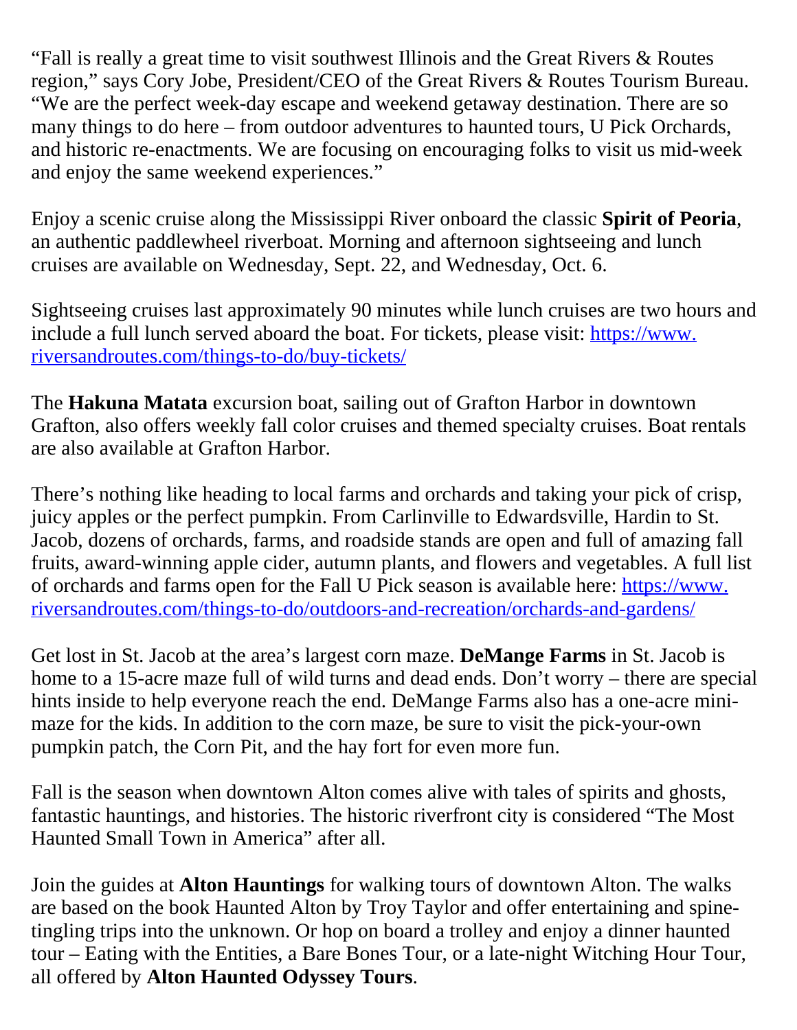“Fall is really a great time to visit southwest Illinois and the Great Rivers & Routes region,” says Cory Jobe, President/CEO of the Great Rivers & Routes Tourism Bureau. “We are the perfect week-day escape and weekend getaway destination. There are so many things to do here – from outdoor adventures to haunted tours, U Pick Orchards, and historic re-enactments. We are focusing on encouraging folks to visit us mid-week and enjoy the same weekend experiences.”

Enjoy a scenic cruise along the Mississippi River onboard the classic **Spirit of Peoria**, an authentic paddlewheel riverboat. Morning and afternoon sightseeing and lunch cruises are available on Wednesday, Sept. 22, and Wednesday, Oct. 6.

Sightseeing cruises last approximately 90 minutes while lunch cruises are two hours and include a full lunch served aboard the boat. For tickets, please visit: [https://www.riversandroutes.com/things-to-do/buy-tickets/](https://www.riversandroutes.com/things-to-do/buy-tickets/)

The **Hakuna Matata** excursion boat, sailing out of Grafton Harbor in downtown Grafton, also offers weekly fall color cruises and themed specialty cruises. Boat rentals are also available at Grafton Harbor.

There’s nothing like heading to local farms and orchards and taking your pick of crisp, juicy apples or the perfect pumpkin. From Carlinville to Edwardsville, Hardin to St. Jacob, dozens of orchards, farms, and roadside stands are open and full of amazing fall fruits, award-winning apple cider, autumn plants, and flowers and vegetables. A full list of orchards and farms open for the Fall U Pick season is available here: [https://www.riversandroutes.com/things-to-do/outdoors-and-recreation/orchards-and-gardens/](https://www.riversandroutes.com/things-to-do/outdoors-and-recreation/orchards-and-gardens/)

Get lost in St. Jacob at the area’s largest corn maze. **DeMange Farms** in St. Jacob is home to a 15-acre maze full of wild turns and dead ends. Don’t worry – there are special hints inside to help everyone reach the end. DeMange Farms also has a one-acre mini-maze for the kids. In addition to the corn maze, be sure to visit the pick-your-own pumpkin patch, the Corn Pit, and the hay fort for even more fun.

Fall is the season when downtown Alton comes alive with tales of spirits and ghosts, fantastic hauntings, and histories. The historic riverfront city is considered “The Most Haunted Small Town in America” after all.

Join the guides at **Alton Hauntings** for walking tours of downtown Alton. The walks are based on the book Haunted Alton by Troy Taylor and offer entertaining and spine-tingling trips into the unknown. Or hop on board a trolley and enjoy a dinner haunted tour – Eating with the Entities, a Bare Bones Tour, or a late-night Witching Hour Tour, all offered by **Alton Haunted Odyssey Tours**.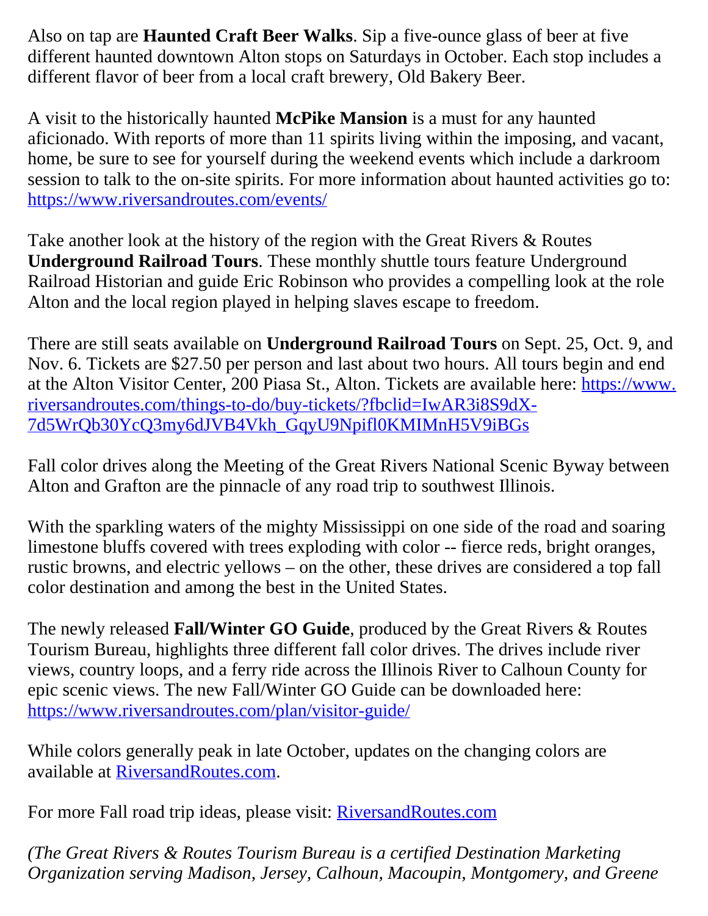Also on tap are **Haunted Craft Beer Walks**. Sip a five-ounce glass of beer at five different haunted downtown Alton stops on Saturdays in October. Each stop includes a different flavor of beer from a local craft brewery, Old Bakery Beer.

A visit to the historically haunted **McPike Mansion** is a must for any haunted aficionado. With reports of more than 11 spirits living within the imposing, and vacant, home, be sure to see for yourself during the weekend events which include a darkroom session to talk to the on-site spirits. For more information about haunted activities go to: https://www.riversandroutes.com/events/

Take another look at the history of the region with the Great Rivers & Routes **Underground Railroad Tours**. These monthly shuttle tours feature Underground Railroad Historian and guide Eric Robinson who provides a compelling look at the role Alton and the local region played in helping slaves escape to freedom.

There are still seats available on **Underground Railroad Tours** on Sept. 25, Oct. 9, and Nov. 6. Tickets are $27.50 per person and last about two hours. All tours begin and end at the Alton Visitor Center, 200 Piasa St., Alton. Tickets are available here: https://www.riversandroutes.com/things-to-do/buy-tickets/?fbclid=IwAR3i8S9dX-7d5WrQb30YcQ3my6dJVB4Vkh_GqyU9Npifl0KMIMnH5V9iBGs

Fall color drives along the Meeting of the Great Rivers National Scenic Byway between Alton and Grafton are the pinnacle of any road trip to southwest Illinois.

With the sparkling waters of the mighty Mississippi on one side of the road and soaring limestone bluffs covered with trees exploding with color -- fierce reds, bright oranges, rustic browns, and electric yellows – on the other, these drives are considered a top fall color destination and among the best in the United States.

The newly released **Fall/Winter GO Guide**, produced by the Great Rivers & Routes Tourism Bureau, highlights three different fall color drives. The drives include river views, country loops, and a ferry ride across the Illinois River to Calhoun County for epic scenic views. The new Fall/Winter GO Guide can be downloaded here: https://www.riversandroutes.com/plan/visitor-guide/

While colors generally peak in late October, updates on the changing colors are available at RiversandRoutes.com.

For more Fall road trip ideas, please visit: RiversandRoutes.com

*(The Great Rivers & Routes Tourism Bureau is a certified Destination Marketing Organization serving Madison, Jersey, Calhoun, Macoupin, Montgomery, and Greene*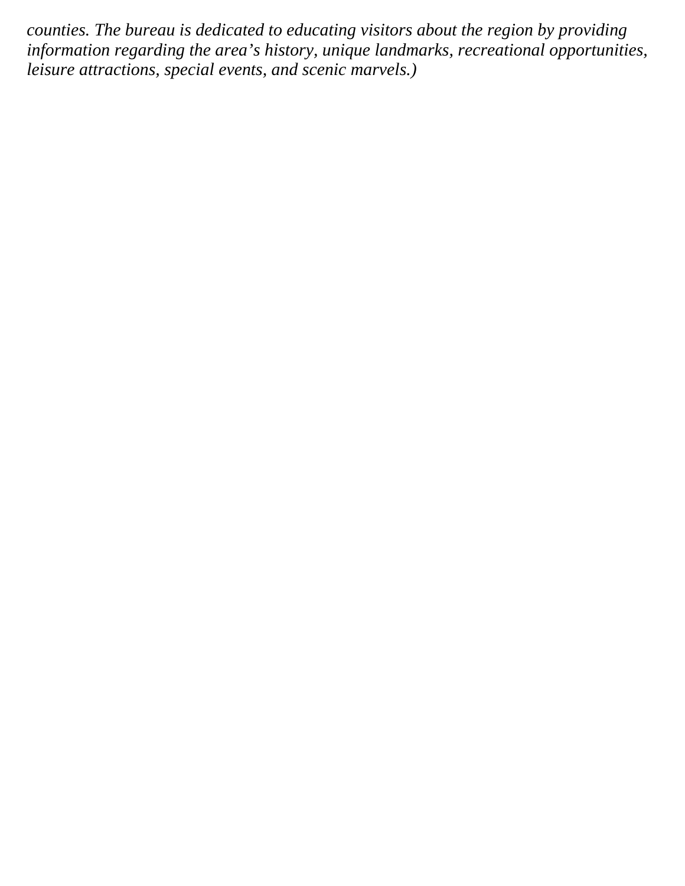*counties. The bureau is dedicated to educating visitors about the region by providing information regarding the area's history, unique landmarks, recreational opportunities, leisure attractions, special events, and scenic marvels.)*